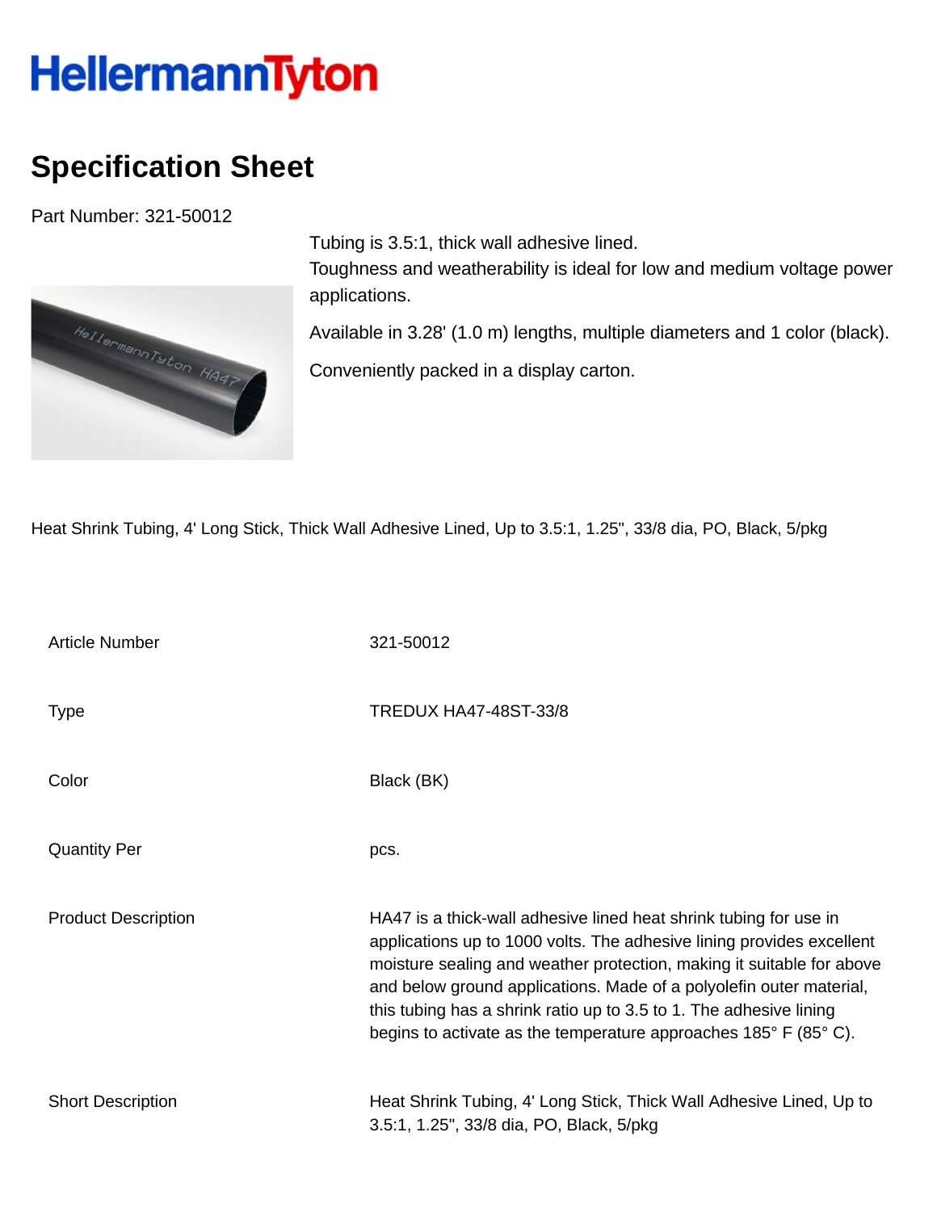# HellermannTyton

## Specification Sheet

Part Number: 321-50012

Tubing is 3.5:1, thick wall adhesive lined.
Toughness and weatherability is ideal for low and medium voltage power applications.

Available in 3.28' (1.0 m) lengths, multiple diameters and 1 color (black).

Conveniently packed in a display carton.

Heat Shrink Tubing, 4' Long Stick, Thick Wall Adhesive Lined, Up to 3.5:1, 1.25", 33/8 dia, PO, Black, 5/pkg

| | |
|---|---|
| Article Number | 321-50012 |
| Type | TREDUX HA47-48ST-33/8 |
| Color | Black (BK) |
| Quantity Per | pcs. |
| Product Description | HA47 is a thick-wall adhesive lined heat shrink tubing for use in applications up to 1000 volts. The adhesive lining provides excellent moisture sealing and weather protection, making it suitable for above and below ground applications. Made of a polyolefin outer material, this tubing has a shrink ratio up to 3.5 to 1. The adhesive lining begins to activate as the temperature approaches 185° F (85° C). |
| Short Description | Heat Shrink Tubing, 4' Long Stick, Thick Wall Adhesive Lined, Up to 3.5:1, 1.25", 33/8 dia, PO, Black, 5/pkg |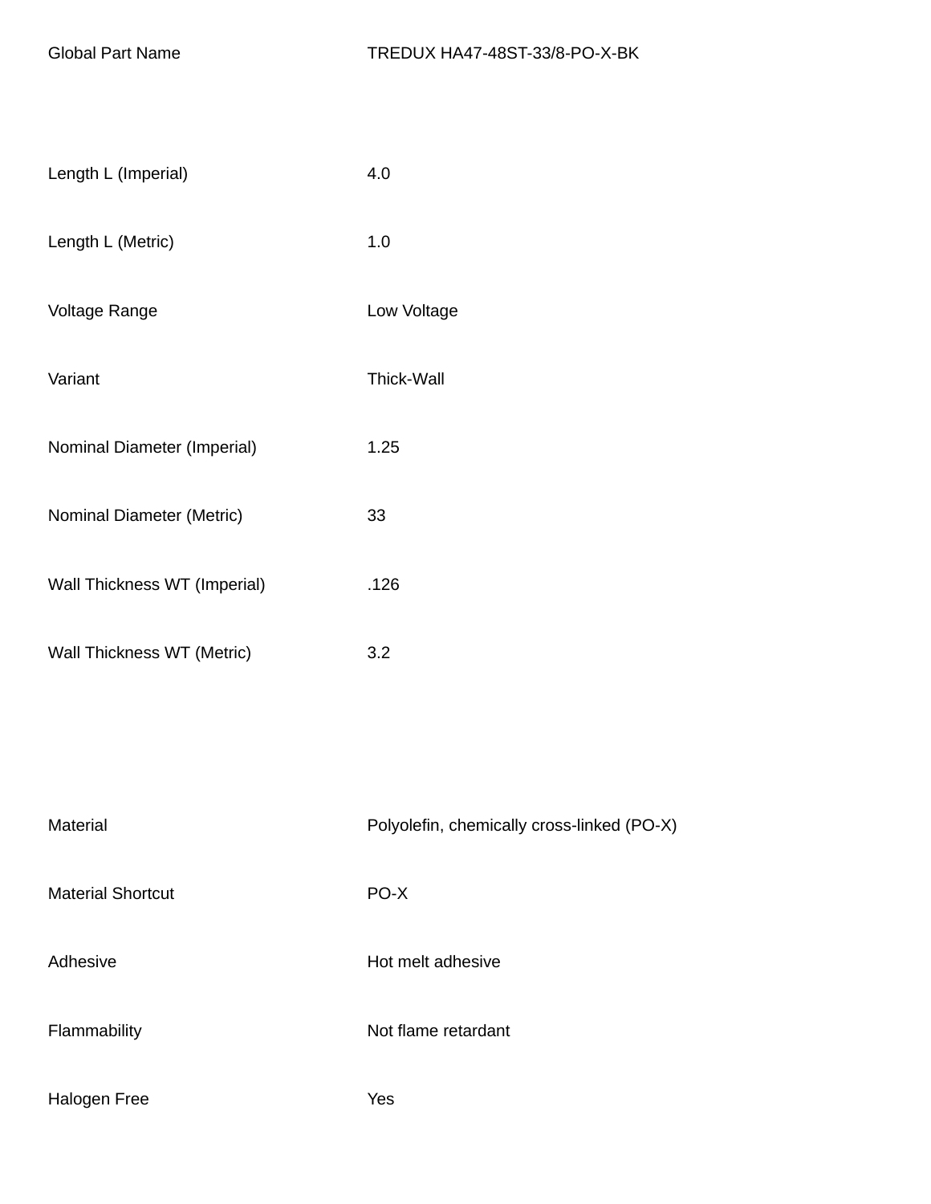| | |
|---|---|
| Global Part Name | TREDUX HA47-48ST-33/8-PO-X-BK |
| Length L (Imperial) | 4.0 |
| Length L (Metric) | 1.0 |
| Voltage Range | Low Voltage |
| Variant | Thick-Wall |
| Nominal Diameter (Imperial) | 1.25 |
| Nominal Diameter (Metric) | 33 |
| Wall Thickness WT (Imperial) | .126 |
| Wall Thickness WT (Metric) | 3.2 |
| Material | Polyolefin, chemically cross-linked (PO-X) |
| Material Shortcut | PO-X |
| Adhesive | Hot melt adhesive |
| Flammability | Not flame retardant |
| Halogen Free | Yes |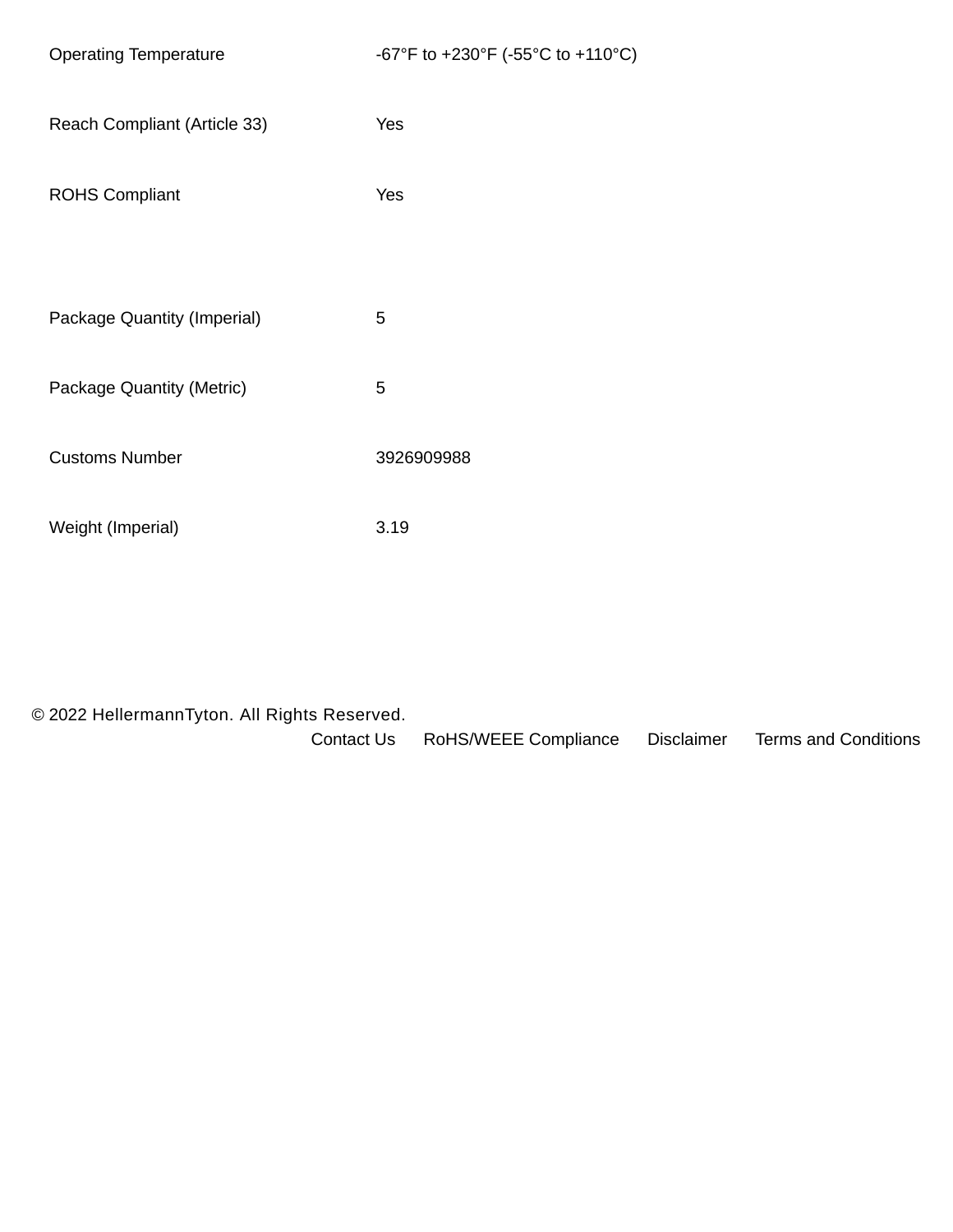| | |
|---|---|
| Operating Temperature | -67°F to +230°F (-55°C to +110°C) |
| Reach Compliant (Article 33) | Yes |
| ROHS Compliant | Yes |

| | |
|---|---|
| Package Quantity (Imperial) | 5 |
| Package Quantity (Metric) | 5 |
| Customs Number | 3926909988 |
| Weight (Imperial) | 3.19 |

© 2022 HellermannTyton. All Rights Reserved.

Contact Us RoHS/WEEE Compliance Disclaimer Terms and Conditions